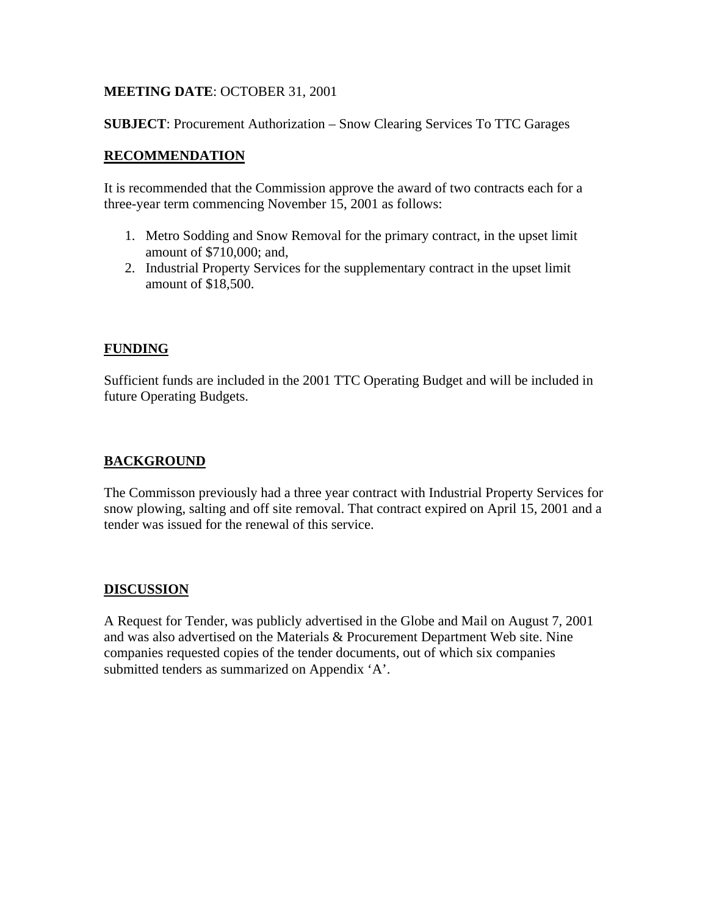**MEETING DATE**: OCTOBER 31, 2001

**SUBJECT**: Procurement Authorization – Snow Clearing Services To TTC Garages

## RECOMMENDATION

It is recommended that the Commission approve the award of two contracts each for a three-year term commencing November 15, 2001 as follows:

1. Metro Sodding and Snow Removal for the primary contract, in the upset limit amount of $710,000; and,
2. Industrial Property Services for the supplementary contract in the upset limit amount of $18,500.

## FUNDING

Sufficient funds are included in the 2001 TTC Operating Budget and will be included in future Operating Budgets.

## BACKGROUND

The Commisson previously had a three year contract with Industrial Property Services for snow plowing, salting and off site removal. That contract expired on April 15, 2001 and a tender was issued for the renewal of this service.

## DISCUSSION

A Request for Tender, was publicly advertised in the Globe and Mail on August 7, 2001 and was also advertised on the Materials & Procurement Department Web site. Nine companies requested copies of the tender documents, out of which six companies submitted tenders as summarized on Appendix 'A'.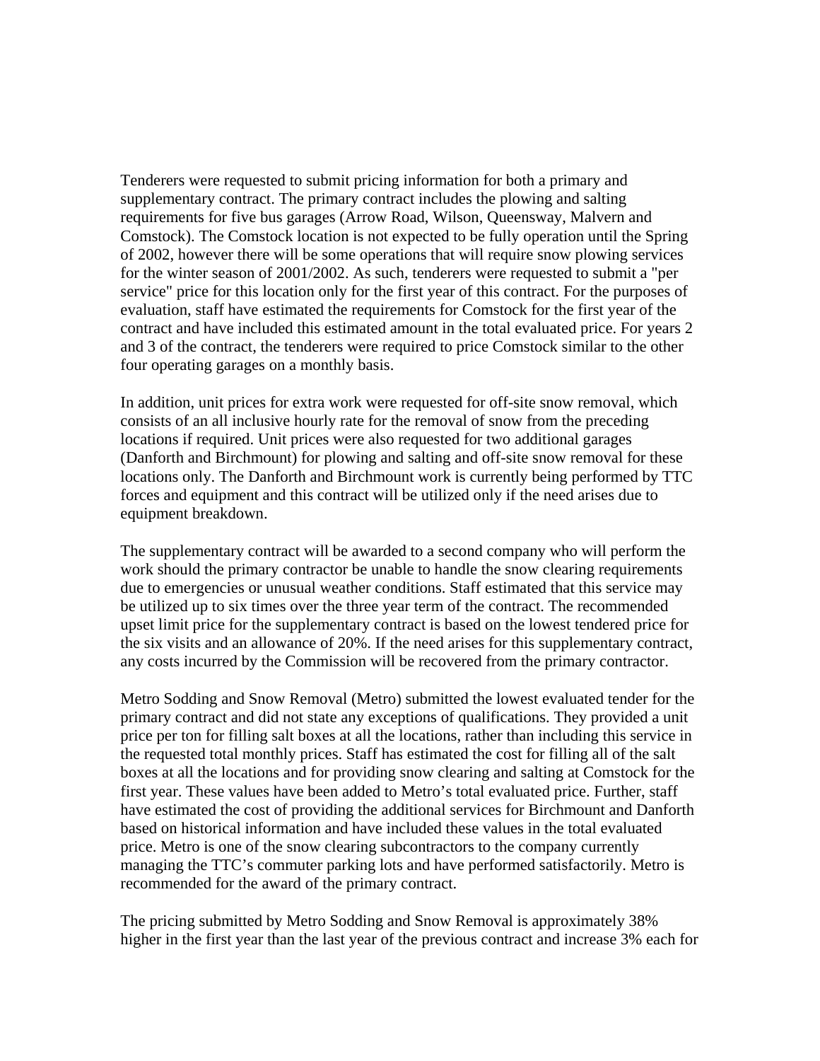Tenderers were requested to submit pricing information for both a primary and supplementary contract. The primary contract includes the plowing and salting requirements for five bus garages (Arrow Road, Wilson, Queensway, Malvern and Comstock). The Comstock location is not expected to be fully operation until the Spring of 2002, however there will be some operations that will require snow plowing services for the winter season of 2001/2002. As such, tenderers were requested to submit a "per service" price for this location only for the first year of this contract. For the purposes of evaluation, staff have estimated the requirements for Comstock for the first year of the contract and have included this estimated amount in the total evaluated price. For years 2 and 3 of the contract, the tenderers were required to price Comstock similar to the other four operating garages on a monthly basis.

In addition, unit prices for extra work were requested for off-site snow removal, which consists of an all inclusive hourly rate for the removal of snow from the preceding locations if required. Unit prices were also requested for two additional garages (Danforth and Birchmount) for plowing and salting and off-site snow removal for these locations only. The Danforth and Birchmount work is currently being performed by TTC forces and equipment and this contract will be utilized only if the need arises due to equipment breakdown.

The supplementary contract will be awarded to a second company who will perform the work should the primary contractor be unable to handle the snow clearing requirements due to emergencies or unusual weather conditions. Staff estimated that this service may be utilized up to six times over the three year term of the contract. The recommended upset limit price for the supplementary contract is based on the lowest tendered price for the six visits and an allowance of 20%. If the need arises for this supplementary contract, any costs incurred by the Commission will be recovered from the primary contractor.

Metro Sodding and Snow Removal (Metro) submitted the lowest evaluated tender for the primary contract and did not state any exceptions of qualifications. They provided a unit price per ton for filling salt boxes at all the locations, rather than including this service in the requested total monthly prices. Staff has estimated the cost for filling all of the salt boxes at all the locations and for providing snow clearing and salting at Comstock for the first year. These values have been added to Metro's total evaluated price. Further, staff have estimated the cost of providing the additional services for Birchmount and Danforth based on historical information and have included these values in the total evaluated price. Metro is one of the snow clearing subcontractors to the company currently managing the TTC's commuter parking lots and have performed satisfactorily. Metro is recommended for the award of the primary contract.

The pricing submitted by Metro Sodding and Snow Removal is approximately 38% higher in the first year than the last year of the previous contract and increase 3% each for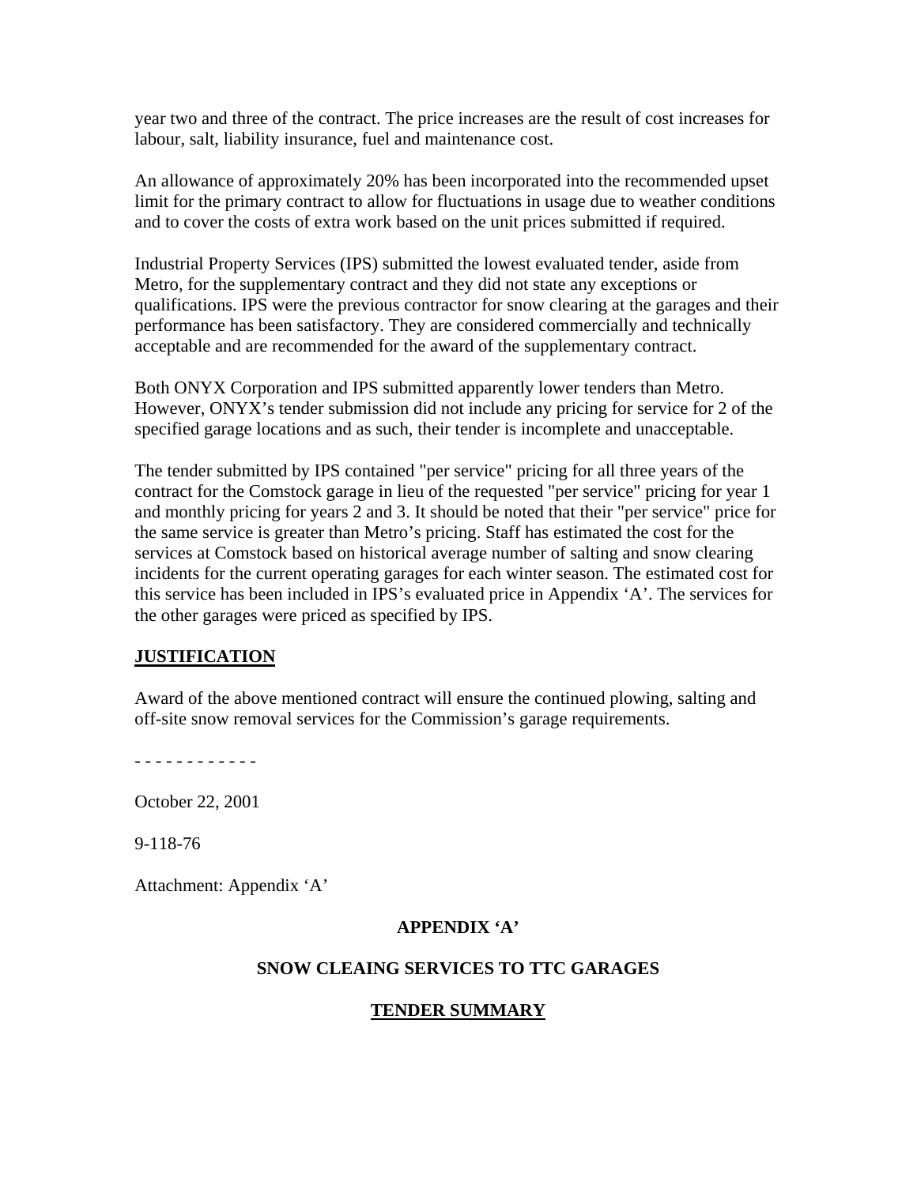year two and three of the contract. The price increases are the result of cost increases for labour, salt, liability insurance, fuel and maintenance cost.

An allowance of approximately 20% has been incorporated into the recommended upset limit for the primary contract to allow for fluctuations in usage due to weather conditions and to cover the costs of extra work based on the unit prices submitted if required.

Industrial Property Services (IPS) submitted the lowest evaluated tender, aside from Metro, for the supplementary contract and they did not state any exceptions or qualifications. IPS were the previous contractor for snow clearing at the garages and their performance has been satisfactory. They are considered commercially and technically acceptable and are recommended for the award of the supplementary contract.

Both ONYX Corporation and IPS submitted apparently lower tenders than Metro. However, ONYX's tender submission did not include any pricing for service for 2 of the specified garage locations and as such, their tender is incomplete and unacceptable.

The tender submitted by IPS contained "per service" pricing for all three years of the contract for the Comstock garage in lieu of the requested "per service" pricing for year 1 and monthly pricing for years 2 and 3. It should be noted that their "per service" price for the same service is greater than Metro's pricing. Staff has estimated the cost for the services at Comstock based on historical average number of salting and snow clearing incidents for the current operating garages for each winter season. The estimated cost for this service has been included in IPS's evaluated price in Appendix 'A'. The services for the other garages were priced as specified by IPS.

## JUSTIFICATION

Award of the above mentioned contract will ensure the continued plowing, salting and off-site snow removal services for the Commission's garage requirements.

\- - - - - - - - - - - -

October 22, 2001

9-118-76

Attachment: Appendix 'A'

## APPENDIX 'A'

## SNOW CLEAING SERVICES TO TTC GARAGES

## TENDER SUMMARY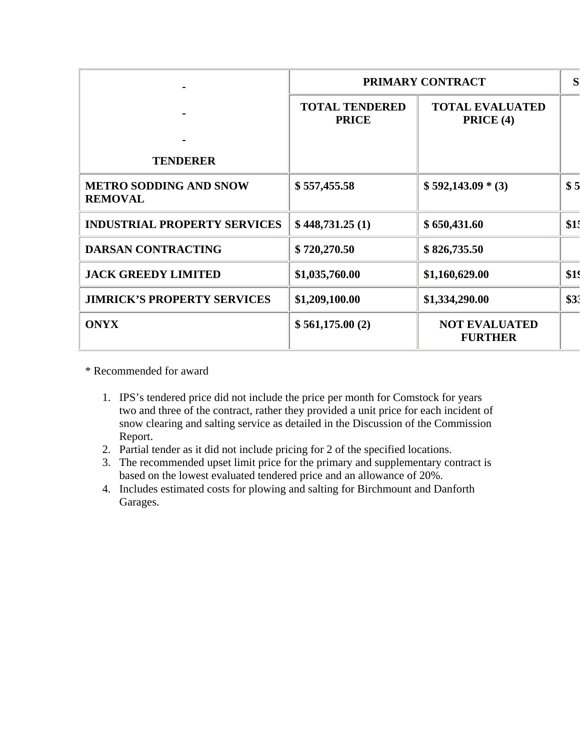| - <br> - <br> - <br> TENDERER | PRIMARY CONTRACT | | S |
|---|---|---|---|
| | **TOTAL TENDERED PRICE** | **TOTAL EVALUATED PRICE (4)** | |
| **METRO SODDING AND SNOW REMOVAL** | **$ 557,455.58** | **$ 592,143.09 * (3)** | **$ 5** |
| **INDUSTRIAL PROPERTY SERVICES** | **$ 448,731.25 (1)** | **$ 650,431.60** | **$15** |
| **DARSAN CONTRACTING** | **$ 720,270.50** | **$ 826,735.50** | |
| **JACK GREEDY LIMITED** | **$1,035,760.00** | **$1,160,629.00** | **$19** |
| **JIMRICK'S PROPERTY SERVICES** | **$1,209,100.00** | **$1,334,290.00** | **$33** |
| **ONYX** | **$ 561,175.00 (2)** | **NOT EVALUATED FURTHER** | |

* Recommended for award

1. IPS's tendered price did not include the price per month for Comstock for years two and three of the contract, rather they provided a unit price for each incident of snow clearing and salting service as detailed in the Discussion of the Commission Report.
2. Partial tender as it did not include pricing for 2 of the specified locations.
3. The recommended upset limit price for the primary and supplementary contract is based on the lowest evaluated tendered price and an allowance of 20%.
4. Includes estimated costs for plowing and salting for Birchmount and Danforth Garages.